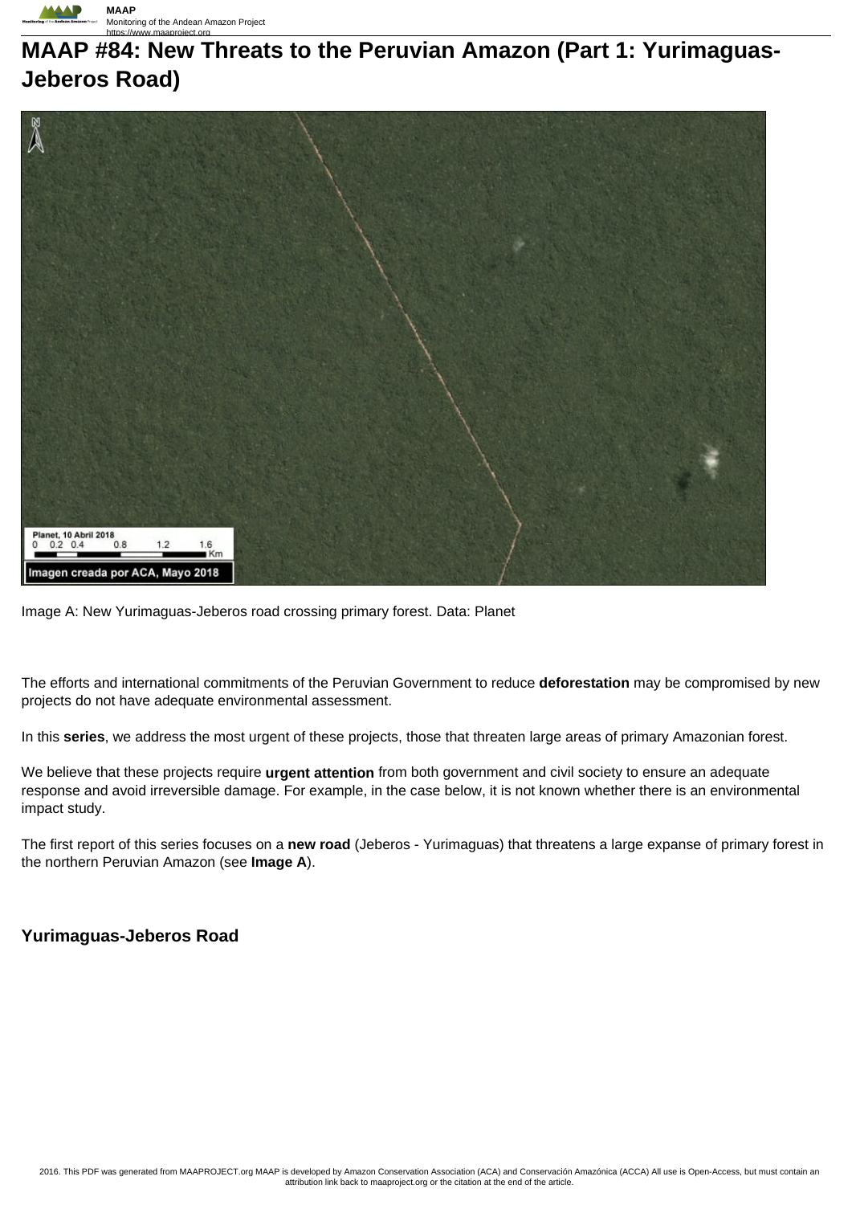# MAAP #84: New Threats to the Peruvian Amazon (Part 1: Yurimaguas-Jeberos Road)

Image A: New Yurimaguas-Jeberos road crossing primary forest. Data: Planet

The efforts and international commitments of the Peruvian Government to reduce **deforestation** may be compromised by new projects do not have adequate environmental assessment.

In this **series**, we address the most urgent of these projects, those that threaten large areas of primary Amazonian forest.

We believe that these projects require **urgent attention** from both government and civil society to ensure an adequate response and avoid irreversible damage. For example, in the case below, it is not known whether there is an environmental impact study.

The first report of this series focuses on a **new road** (Jeberos - Yurimaguas) that threatens a large expanse of primary forest in the northern Peruvian Amazon (see **Image A**).

## Yurimaguas-Jeberos Road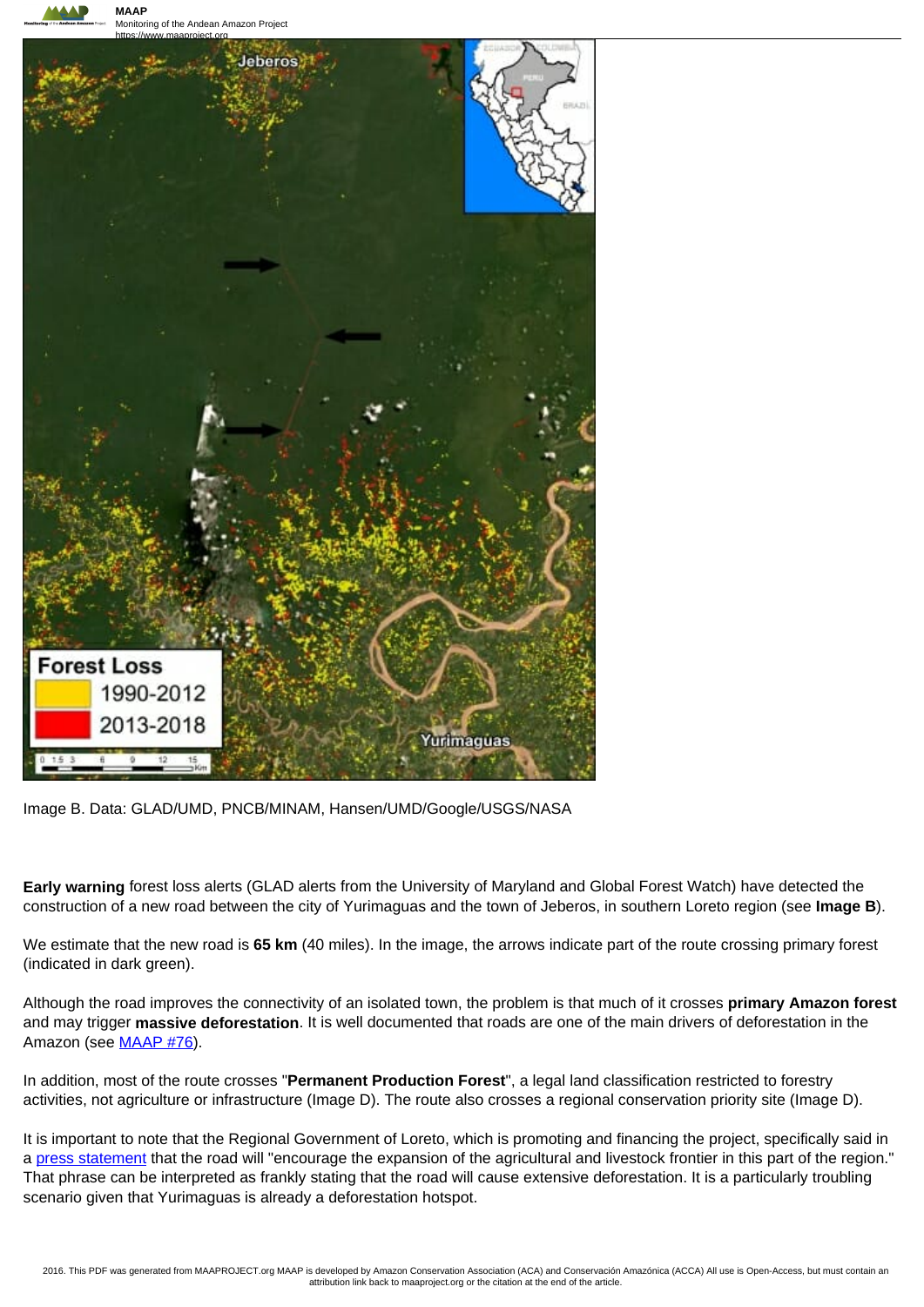Image B. Data: GLAD/UMD, PNCB/MINAM, Hansen/UMD/Google/USGS/NASA

**Early warning** forest loss alerts (GLAD alerts from the University of Maryland and Global Forest Watch) have detected the construction of a new road between the city of Yurimaguas and the town of Jeberos, in southern Loreto region (see **Image B**).

We estimate that the new road is **65 km** (40 miles). In the image, the arrows indicate part of the route crossing primary forest (indicated in dark green).

Although the road improves the connectivity of an isolated town, the problem is that much of it crosses **primary Amazon forest** and may trigger **massive deforestation**. It is well documented that roads are one of the main drivers of deforestation in the Amazon (see MAAP #76).

In addition, most of the route crosses "**Permanent Production Forest**", a legal land classification restricted to forestry activities, not agriculture or infrastructure (Image D). The route also crosses a regional conservation priority site (Image D).

It is important to note that the Regional Government of Loreto, which is promoting and financing the project, specifically said in a press statement that the road will "encourage the expansion of the agricultural and livestock frontier in this part of the region." That phrase can be interpreted as frankly stating that the road will cause extensive deforestation. It is a particularly troubling scenario given that Yurimaguas is already a deforestation hotspot.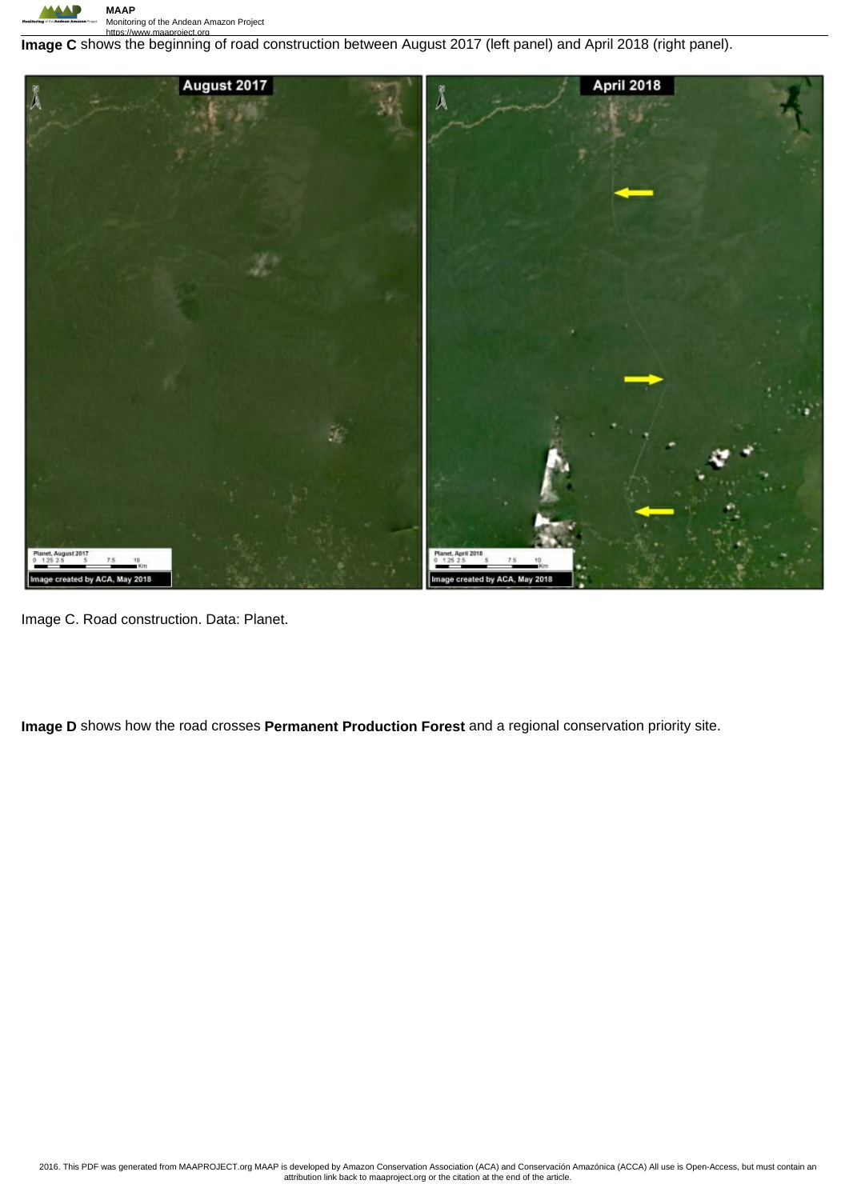**Image C** shows the beginning of road construction between August 2017 (left panel) and April 2018 (right panel).

Image C. Road construction. Data: Planet.

**Image D** shows how the road crosses **Permanent Production Forest** and a regional conservation priority site.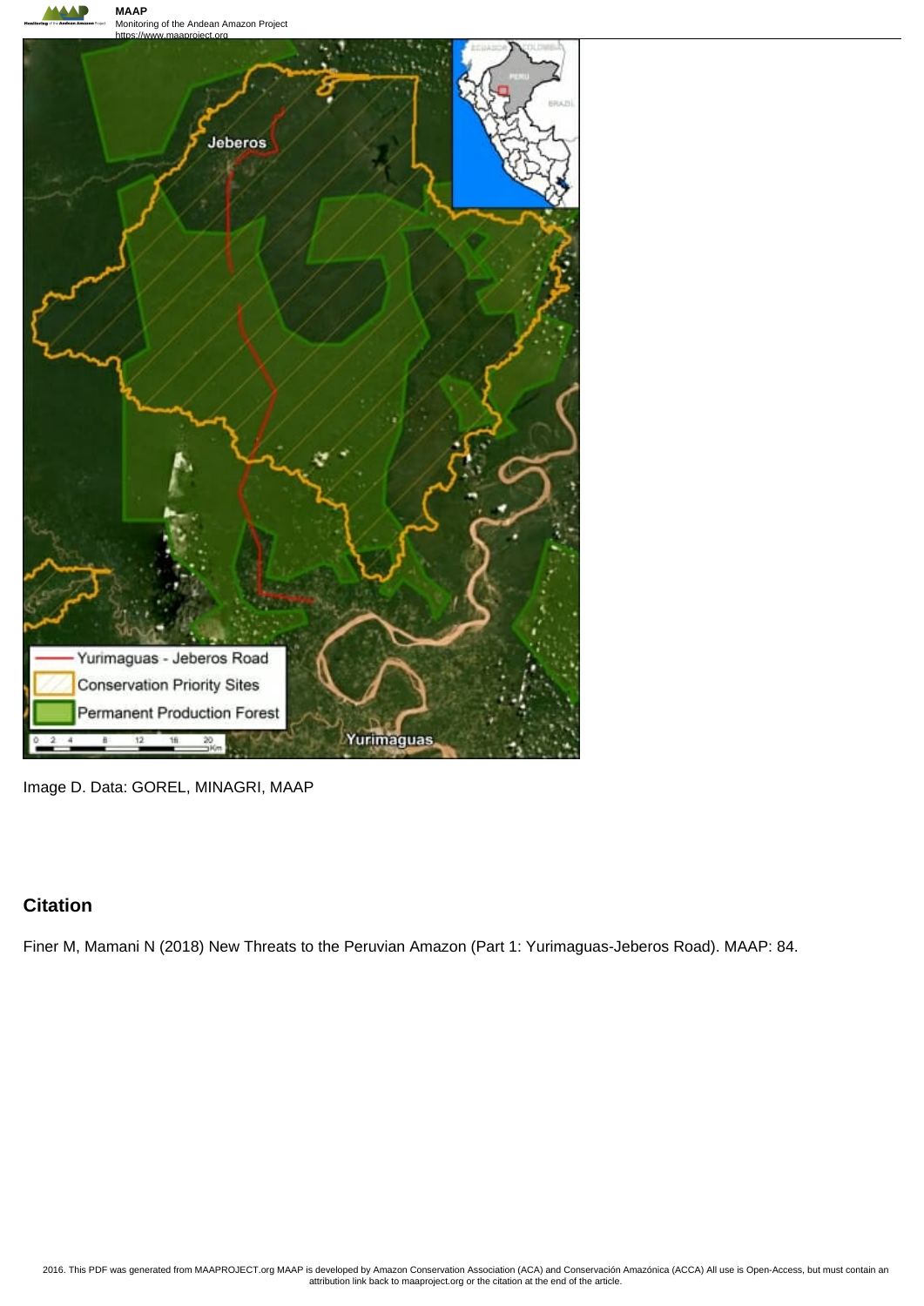Yurimaguas - Jeberos Road
Conservation Priority Sites
Permanent Production Forest
Jeberos
Yurimaguas
0 2 4 8 12 16 20 Km

Image D. Data: GOREL, MINAGRI, MAAP

## Citation

Finer M, Mamani N (2018) New Threats to the Peruvian Amazon (Part 1: Yurimaguas-Jeberos Road). MAAP: 84.